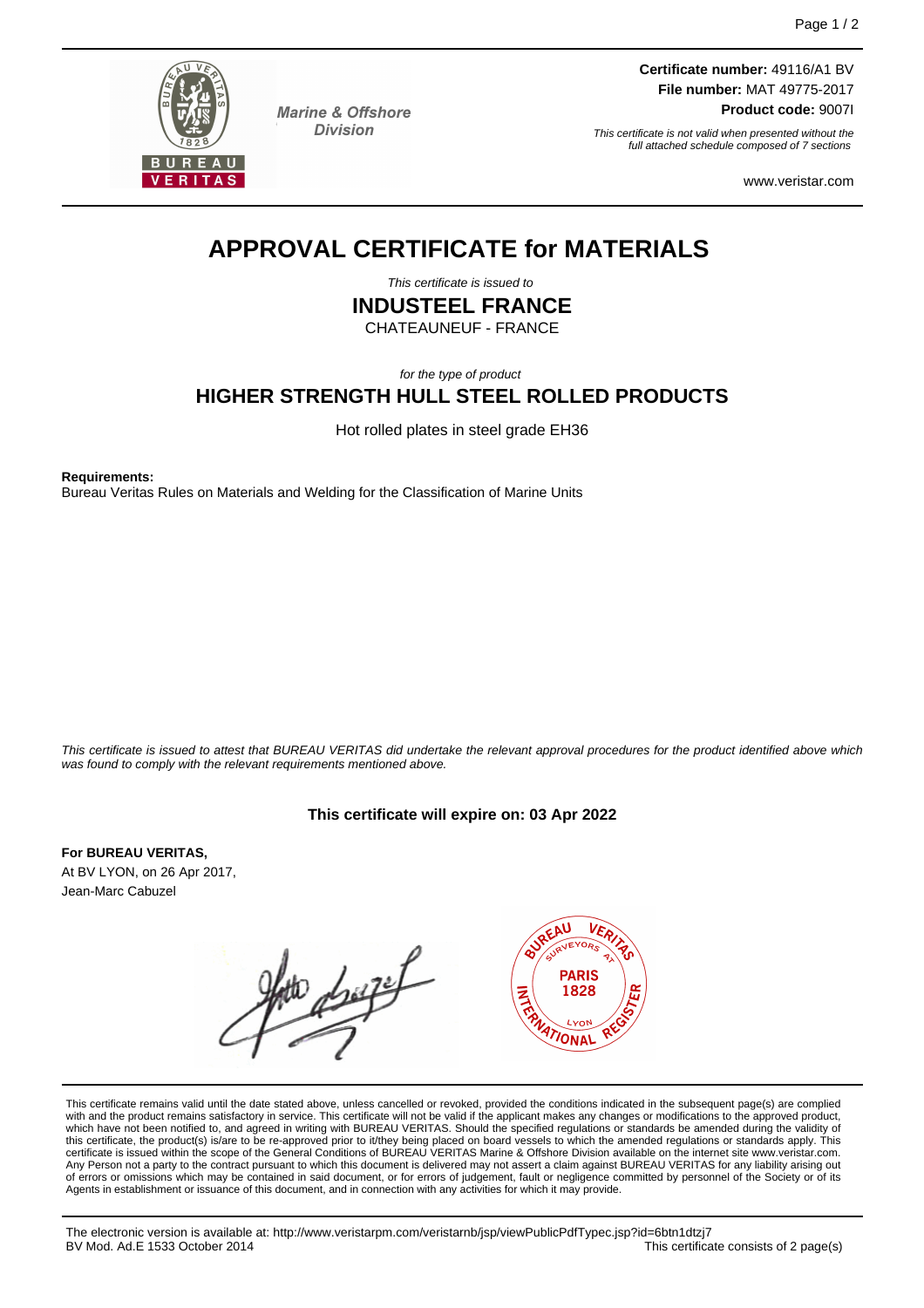Marine & Offshore Division

**Certificate number:** 49116/A1 BV
**File number:** MAT 49775-2017
**Product code:** 9007I

*This certificate is not valid when presented without the full attached schedule composed of 7 sections*

www.veristar.com

# APPROVAL CERTIFICATE for MATERIALS

*This certificate is issued to*

## INDUSTEEL FRANCE

CHATEAUNEUF - FRANCE

*for the type of product*

## HIGHER STRENGTH HULL STEEL ROLLED PRODUCTS

Hot rolled plates in steel grade EH36

**Requirements:**
Bureau Veritas Rules on Materials and Welding for the Classification of Marine Units

*This certificate is issued to attest that BUREAU VERITAS did undertake the relevant approval procedures for the product identified above which was found to comply with the relevant requirements mentioned above.*

**This certificate will expire on: 03 Apr 2022**

**For BUREAU VERITAS,**
At BV LYON, on 26 Apr 2017,
Jean-Marc Cabuzel

This certificate remains valid until the date stated above, unless cancelled or revoked, provided the conditions indicated in the subsequent page(s) are complied with and the product remains satisfactory in service. This certificate will not be valid if the applicant makes any changes or modifications to the approved product, which have not been notified to, and agreed in writing with BUREAU VERITAS. Should the specified regulations or standards be amended during the validity of this certificate, the product(s) is/are to be re-approved prior to it/they being placed on board vessels to which the amended regulations or standards apply. This certificate is issued within the scope of the General Conditions of BUREAU VERITAS Marine & Offshore Division available on the internet site www.veristar.com. Any Person not a party to the contract pursuant to which this document is delivered may not assert a claim against BUREAU VERITAS for any liability arising out of errors or omissions which may be contained in said document, or for errors of judgement, fault or negligence committed by personnel of the Society or of its Agents in establishment or issuance of this document, and in connection with any activities for which it may provide.

The electronic version is available at: http://www.veristarpm.com/veristarnb/jsp/viewPublicPdfTypec.jsp?id=6btn1dtzj7
BV Mod. Ad.E 1533 October 2014 — This certificate consists of 2 page(s)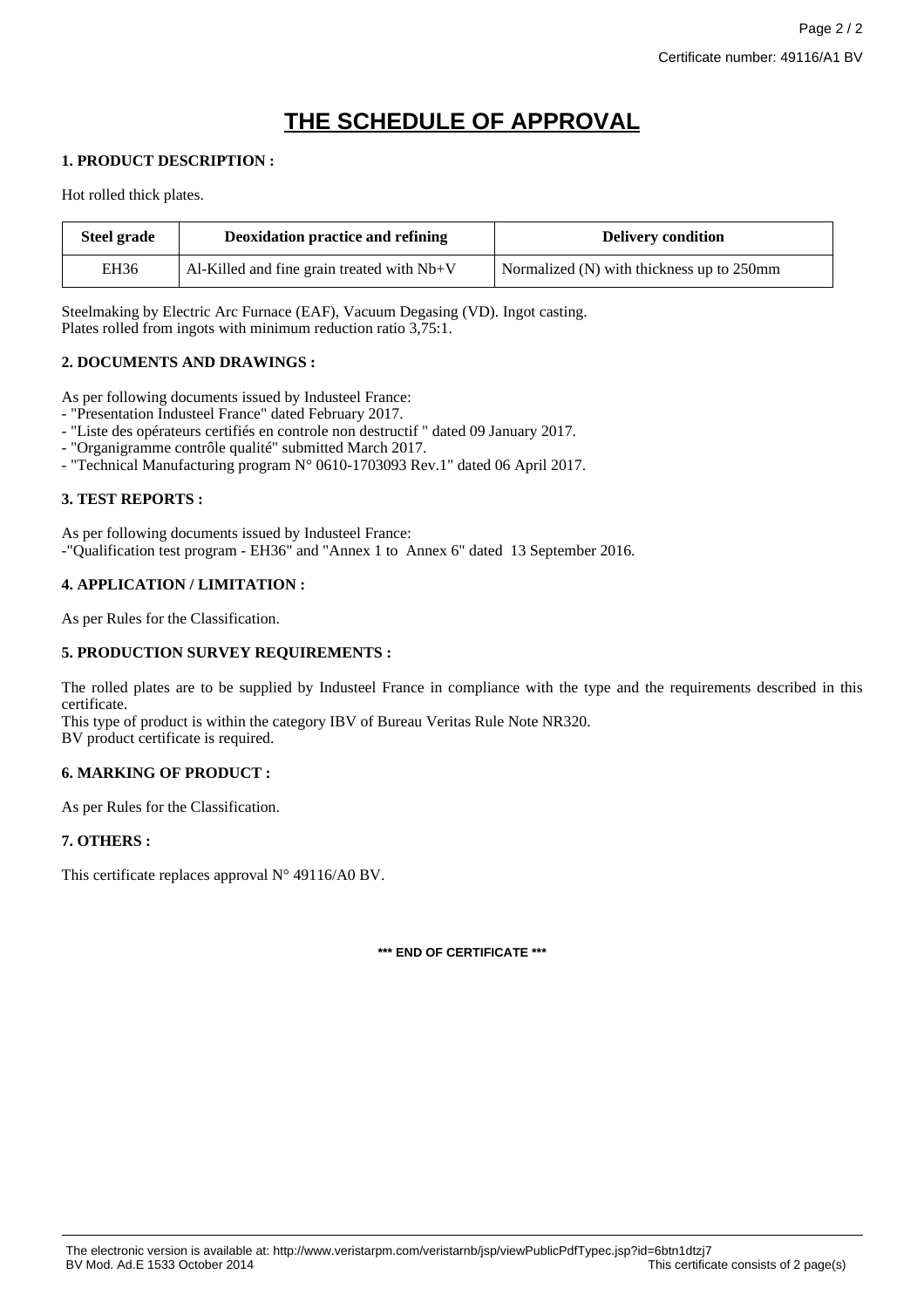Certificate number: 49116/A1 BV

# THE SCHEDULE OF APPROVAL

## 1. PRODUCT DESCRIPTION :

Hot rolled thick plates.

| Steel grade | Deoxidation practice and refining | Delivery condition |
|---|---|---|
| EH36 | Al-Killed and fine grain treated with Nb+V | Normalized (N) with thickness up to 250mm |

Steelmaking by Electric Arc Furnace (EAF), Vacuum Degasing (VD). Ingot casting.
Plates rolled from ingots with minimum reduction ratio 3,75:1.

## 2. DOCUMENTS AND DRAWINGS :

As per following documents issued by Industeel France:
- "Presentation Industeel France" dated February 2017.
- "Liste des opérateurs certifiés en controle non destructif " dated 09 January 2017.
- "Organigramme contrôle qualité" submitted March 2017.
- "Technical Manufacturing program N° 0610-1703093 Rev.1" dated 06 April 2017.

## 3. TEST REPORTS :

As per following documents issued by Industeel France:
-"Qualification test program - EH36" and "Annex 1 to Annex 6" dated 13 September 2016.

## 4. APPLICATION / LIMITATION :

As per Rules for the Classification.

## 5. PRODUCTION SURVEY REQUIREMENTS :

The rolled plates are to be supplied by Industeel France in compliance with the type and the requirements described in this certificate.
This type of product is within the category IBV of Bureau Veritas Rule Note NR320.
BV product certificate is required.

## 6. MARKING OF PRODUCT :

As per Rules for the Classification.

## 7. OTHERS :

This certificate replaces approval N° 49116/A0 BV.

**\*\*\* END OF CERTIFICATE \*\*\***

The electronic version is available at: http://www.veristarpm.com/veristarnb/jsp/viewPublicPdfTypec.jsp?id=6btn1dtzj7
BV Mod. Ad.E 1533 October 2014

This certificate consists of 2 page(s)